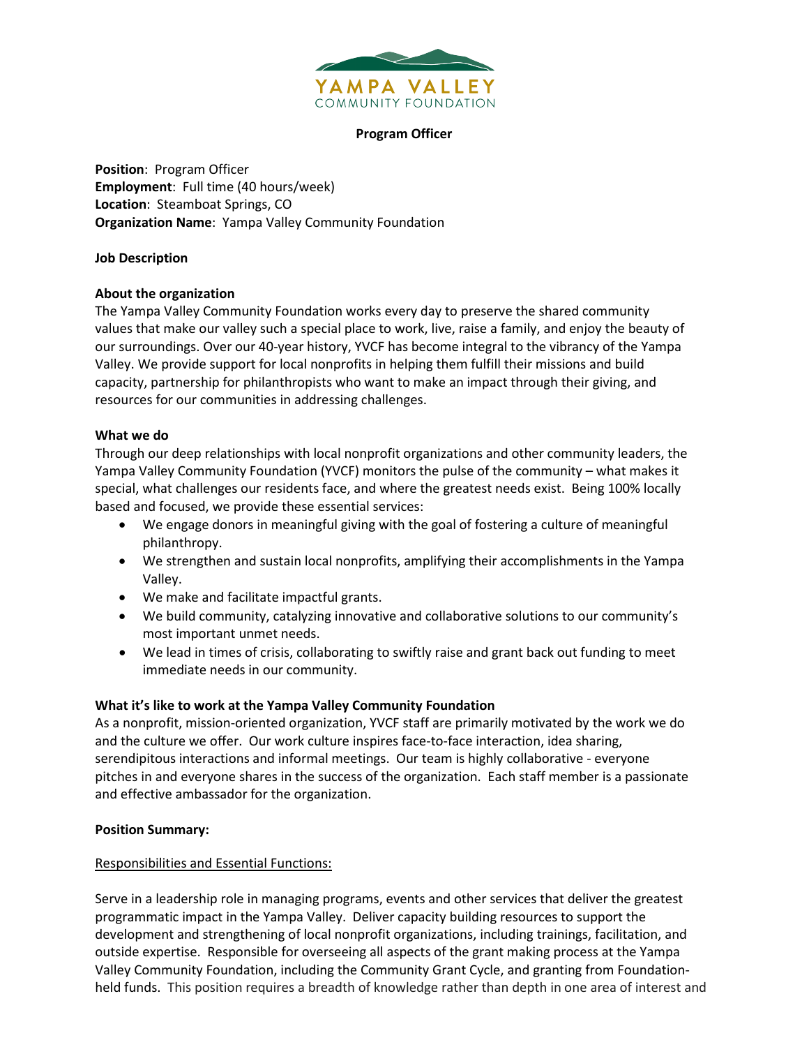YAMPA VALLEY
COMMUNITY FOUNDATION

# Program Officer

**Position**: Program Officer
**Employment**: Full time (40 hours/week)
**Location**: Steamboat Springs, CO
**Organization Name**: Yampa Valley Community Foundation

**Job Description**

**About the organization**
The Yampa Valley Community Foundation works every day to preserve the shared community values that make our valley such a special place to work, live, raise a family, and enjoy the beauty of our surroundings. Over our 40-year history, YVCF has become integral to the vibrancy of the Yampa Valley. We provide support for local nonprofits in helping them fulfill their missions and build capacity, partnership for philanthropists who want to make an impact through their giving, and resources for our communities in addressing challenges.

**What we do**
Through our deep relationships with local nonprofit organizations and other community leaders, the Yampa Valley Community Foundation (YVCF) monitors the pulse of the community – what makes it special, what challenges our residents face, and where the greatest needs exist. Being 100% locally based and focused, we provide these essential services:

- We engage donors in meaningful giving with the goal of fostering a culture of meaningful philanthropy.
- We strengthen and sustain local nonprofits, amplifying their accomplishments in the Yampa Valley.
- We make and facilitate impactful grants.
- We build community, catalyzing innovative and collaborative solutions to our community's most important unmet needs.
- We lead in times of crisis, collaborating to swiftly raise and grant back out funding to meet immediate needs in our community.

**What it's like to work at the Yampa Valley Community Foundation**
As a nonprofit, mission-oriented organization, YVCF staff are primarily motivated by the work we do and the culture we offer. Our work culture inspires face-to-face interaction, idea sharing, serendipitous interactions and informal meetings. Our team is highly collaborative - everyone pitches in and everyone shares in the success of the organization. Each staff member is a passionate and effective ambassador for the organization.

**Position Summary:**

Responsibilities and Essential Functions:

Serve in a leadership role in managing programs, events and other services that deliver the greatest programmatic impact in the Yampa Valley. Deliver capacity building resources to support the development and strengthening of local nonprofit organizations, including trainings, facilitation, and outside expertise. Responsible for overseeing all aspects of the grant making process at the Yampa Valley Community Foundation, including the Community Grant Cycle, and granting from Foundation-held funds. This position requires a breadth of knowledge rather than depth in one area of interest and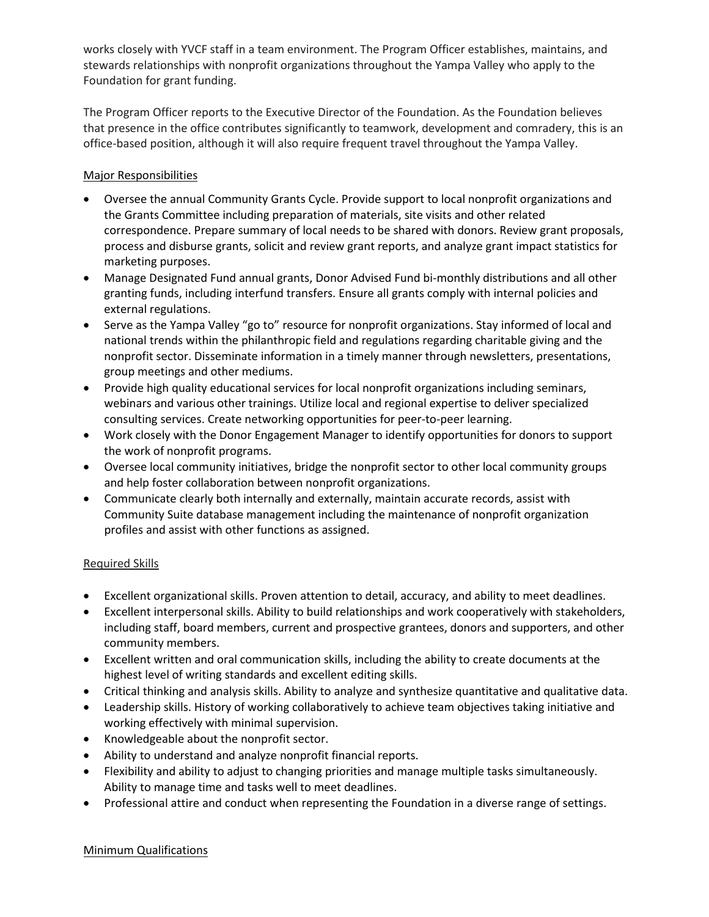works closely with YVCF staff in a team environment. The Program Officer establishes, maintains, and stewards relationships with nonprofit organizations throughout the Yampa Valley who apply to the Foundation for grant funding.

The Program Officer reports to the Executive Director of the Foundation. As the Foundation believes that presence in the office contributes significantly to teamwork, development and comradery, this is an office-based position, although it will also require frequent travel throughout the Yampa Valley.

## Major Responsibilities

- Oversee the annual Community Grants Cycle. Provide support to local nonprofit organizations and the Grants Committee including preparation of materials, site visits and other related correspondence. Prepare summary of local needs to be shared with donors. Review grant proposals, process and disburse grants, solicit and review grant reports, and analyze grant impact statistics for marketing purposes.
- Manage Designated Fund annual grants, Donor Advised Fund bi-monthly distributions and all other granting funds, including interfund transfers. Ensure all grants comply with internal policies and external regulations.
- Serve as the Yampa Valley "go to" resource for nonprofit organizations. Stay informed of local and national trends within the philanthropic field and regulations regarding charitable giving and the nonprofit sector. Disseminate information in a timely manner through newsletters, presentations, group meetings and other mediums.
- Provide high quality educational services for local nonprofit organizations including seminars, webinars and various other trainings. Utilize local and regional expertise to deliver specialized consulting services. Create networking opportunities for peer-to-peer learning.
- Work closely with the Donor Engagement Manager to identify opportunities for donors to support the work of nonprofit programs.
- Oversee local community initiatives, bridge the nonprofit sector to other local community groups and help foster collaboration between nonprofit organizations.
- Communicate clearly both internally and externally, maintain accurate records, assist with Community Suite database management including the maintenance of nonprofit organization profiles and assist with other functions as assigned.

## Required Skills

- Excellent organizational skills. Proven attention to detail, accuracy, and ability to meet deadlines.
- Excellent interpersonal skills. Ability to build relationships and work cooperatively with stakeholders, including staff, board members, current and prospective grantees, donors and supporters, and other community members.
- Excellent written and oral communication skills, including the ability to create documents at the highest level of writing standards and excellent editing skills.
- Critical thinking and analysis skills. Ability to analyze and synthesize quantitative and qualitative data.
- Leadership skills. History of working collaboratively to achieve team objectives taking initiative and working effectively with minimal supervision.
- Knowledgeable about the nonprofit sector.
- Ability to understand and analyze nonprofit financial reports.
- Flexibility and ability to adjust to changing priorities and manage multiple tasks simultaneously. Ability to manage time and tasks well to meet deadlines.
- Professional attire and conduct when representing the Foundation in a diverse range of settings.

## Minimum Qualifications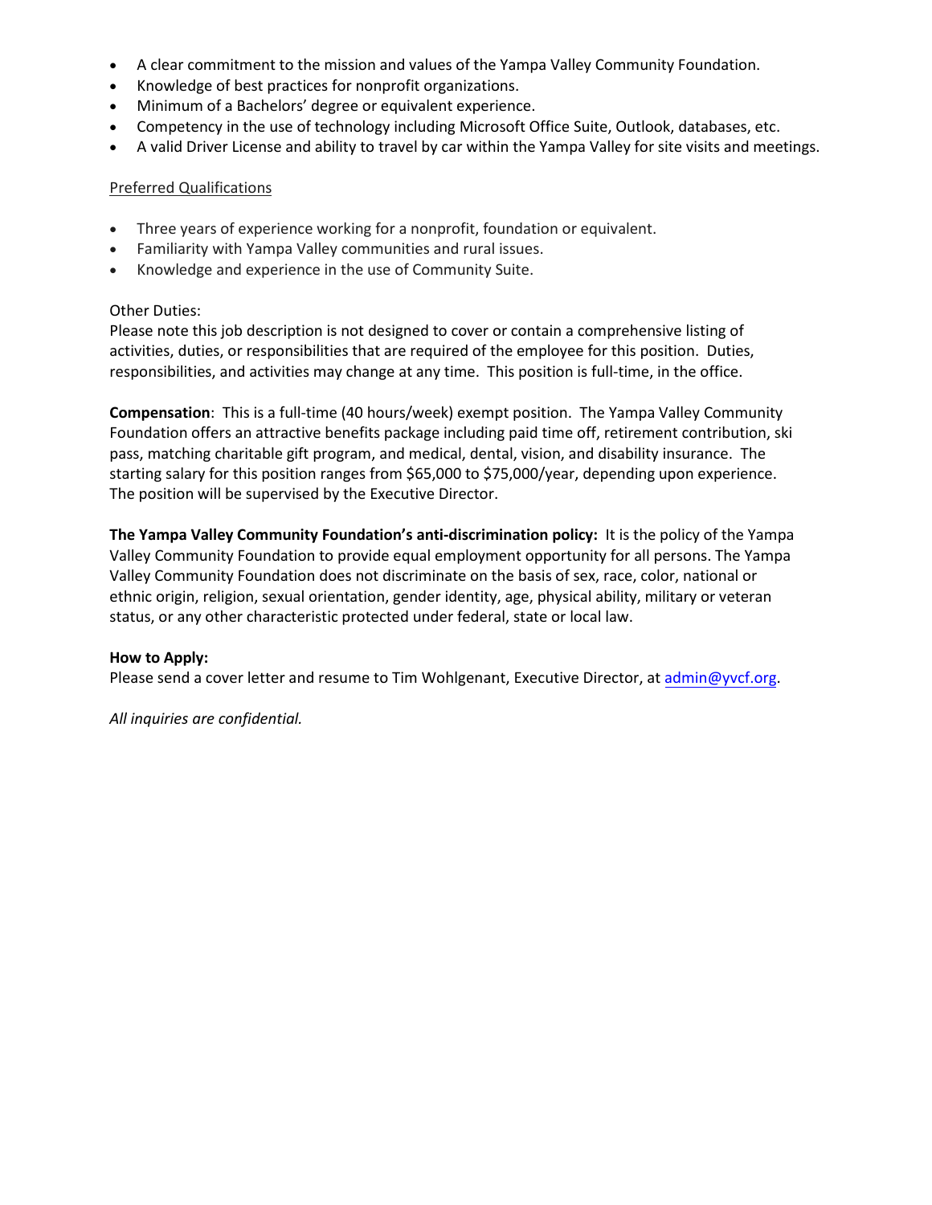- A clear commitment to the mission and values of the Yampa Valley Community Foundation.
- Knowledge of best practices for nonprofit organizations.
- Minimum of a Bachelors' degree or equivalent experience.
- Competency in the use of technology including Microsoft Office Suite, Outlook, databases, etc.
- A valid Driver License and ability to travel by car within the Yampa Valley for site visits and meetings.

Preferred Qualifications

- Three years of experience working for a nonprofit, foundation or equivalent.
- Familiarity with Yampa Valley communities and rural issues.
- Knowledge and experience in the use of Community Suite.

Other Duties:
Please note this job description is not designed to cover or contain a comprehensive listing of activities, duties, or responsibilities that are required of the employee for this position. Duties, responsibilities, and activities may change at any time. This position is full-time, in the office.

**Compensation**: This is a full-time (40 hours/week) exempt position. The Yampa Valley Community Foundation offers an attractive benefits package including paid time off, retirement contribution, ski pass, matching charitable gift program, and medical, dental, vision, and disability insurance. The starting salary for this position ranges from $65,000 to $75,000/year, depending upon experience. The position will be supervised by the Executive Director.

**The Yampa Valley Community Foundation's anti-discrimination policy:** It is the policy of the Yampa Valley Community Foundation to provide equal employment opportunity for all persons. The Yampa Valley Community Foundation does not discriminate on the basis of sex, race, color, national or ethnic origin, religion, sexual orientation, gender identity, age, physical ability, military or veteran status, or any other characteristic protected under federal, state or local law.

**How to Apply:**
Please send a cover letter and resume to Tim Wohlgenant, Executive Director, at admin@yvcf.org.

*All inquiries are confidential.*